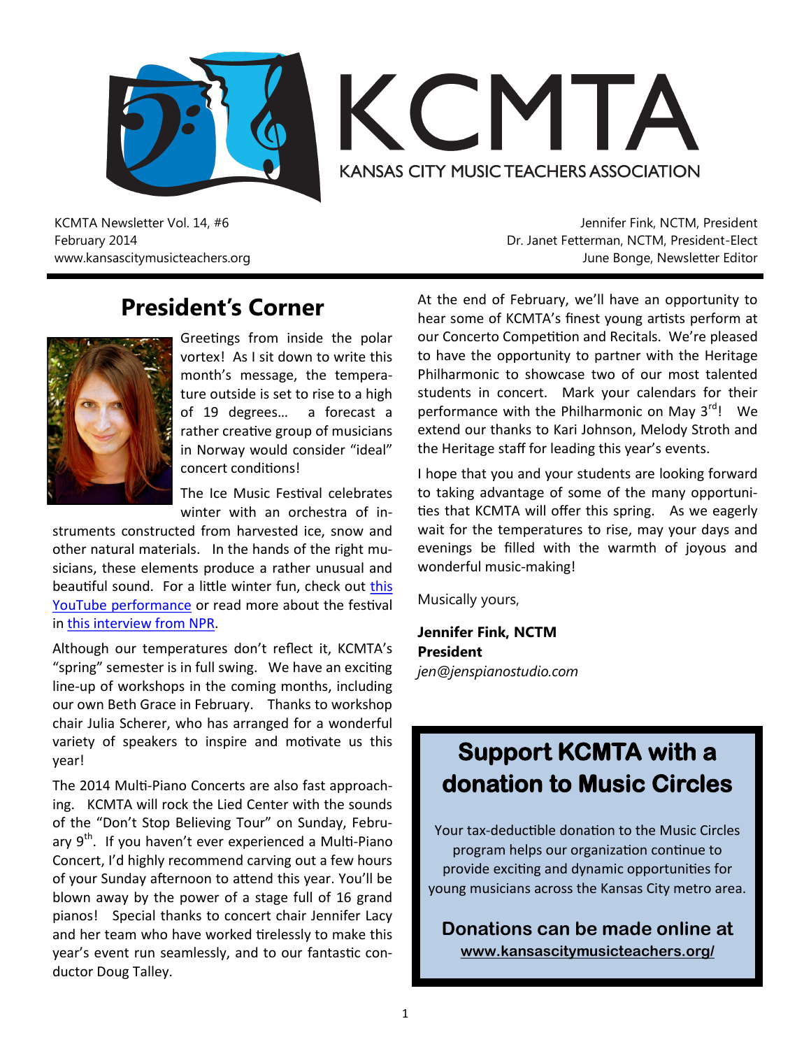# KCMTA

KANSAS CITY MUSIC TEACHERS ASSOCIATION

KCMTA Newsletter Vol. 14, #6
February 2014
www.kansascitymusicteachers.org

Jennifer Fink, NCTM, President
Dr. Janet Fetterman, NCTM, President-Elect
June Bonge, Newsletter Editor

## President's Corner

Greetings from inside the polar vortex! As I sit down to write this month's message, the temperature outside is set to rise to a high of 19 degrees… a forecast a rather creative group of musicians in Norway would consider "ideal" concert conditions!

The Ice Music Festival celebrates winter with an orchestra of instruments constructed from harvested ice, snow and other natural materials. In the hands of the right musicians, these elements produce a rather unusual and beautiful sound. For a little winter fun, check out this YouTube performance or read more about the festival in this interview from NPR.

Although our temperatures don't reflect it, KCMTA's "spring" semester is in full swing. We have an exciting line-up of workshops in the coming months, including our own Beth Grace in February. Thanks to workshop chair Julia Scherer, who has arranged for a wonderful variety of speakers to inspire and motivate us this year!

The 2014 Multi-Piano Concerts are also fast approaching. KCMTA will rock the Lied Center with the sounds of the "Don't Stop Believing Tour" on Sunday, February 9th. If you haven't ever experienced a Multi-Piano Concert, I'd highly recommend carving out a few hours of your Sunday afternoon to attend this year. You'll be blown away by the power of a stage full of 16 grand pianos! Special thanks to concert chair Jennifer Lacy and her team who have worked tirelessly to make this year's event run seamlessly, and to our fantastic conductor Doug Talley.

At the end of February, we'll have an opportunity to hear some of KCMTA's finest young artists perform at our Concerto Competition and Recitals. We're pleased to have the opportunity to partner with the Heritage Philharmonic to showcase two of our most talented students in concert. Mark your calendars for their performance with the Philharmonic on May 3rd! We extend our thanks to Kari Johnson, Melody Stroth and the Heritage staff for leading this year's events.

I hope that you and your students are looking forward to taking advantage of some of the many opportunities that KCMTA will offer this spring. As we eagerly wait for the temperatures to rise, may your days and evenings be filled with the warmth of joyous and wonderful music-making!

Musically yours,

**Jennifer Fink, NCTM**
**President**
*jen@jenspianostudio.com*

## Support KCMTA with a donation to Music Circles

Your tax-deductible donation to the Music Circles program helps our organization continue to provide exciting and dynamic opportunities for young musicians across the Kansas City metro area.

**Donations can be made online at**
**www.kansascitymusicteachers.org/**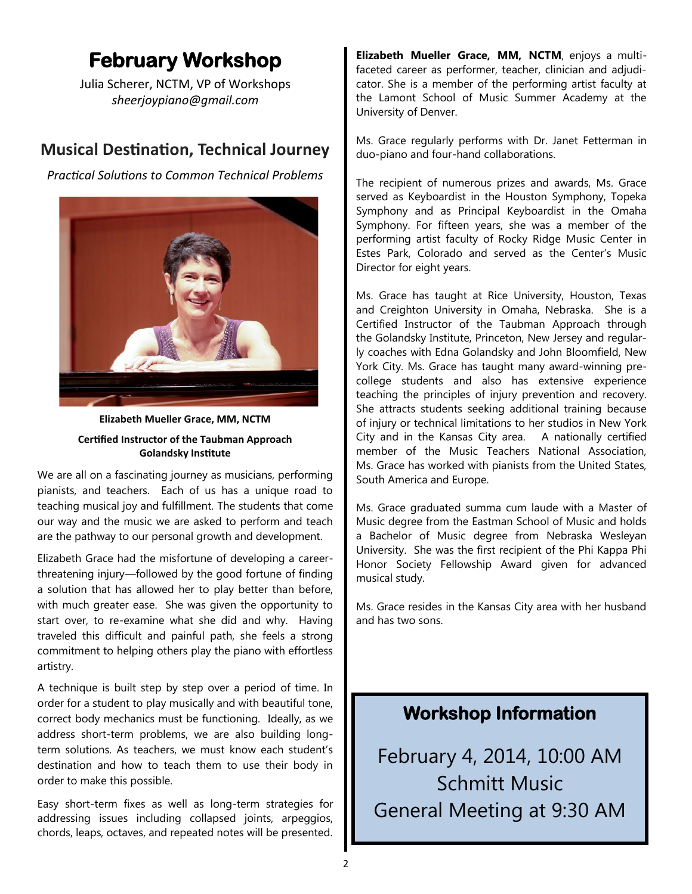# February Workshop

Julia Scherer, NCTM, VP of Workshops
*sheerjoypiano@gmail.com*

## Musical Destination, Technical Journey

*Practical Solutions to Common Technical Problems*

**Elizabeth Mueller Grace, MM, NCTM**

**Certified Instructor of the Taubman Approach**
**Golandsky Institute**

We are all on a fascinating journey as musicians, performing pianists, and teachers. Each of us has a unique road to teaching musical joy and fulfillment. The students that come our way and the music we are asked to perform and teach are the pathway to our personal growth and development.

Elizabeth Grace had the misfortune of developing a career-threatening injury—followed by the good fortune of finding a solution that has allowed her to play better than before, with much greater ease. She was given the opportunity to start over, to re-examine what she did and why. Having traveled this difficult and painful path, she feels a strong commitment to helping others play the piano with effortless artistry.

A technique is built step by step over a period of time. In order for a student to play musically and with beautiful tone, correct body mechanics must be functioning. Ideally, as we address short-term problems, we are also building long-term solutions. As teachers, we must know each student's destination and how to teach them to use their body in order to make this possible.

Easy short-term fixes as well as long-term strategies for addressing issues including collapsed joints, arpeggios, chords, leaps, octaves, and repeated notes will be presented.

**Elizabeth Mueller Grace, MM, NCTM**, enjoys a multi-faceted career as performer, teacher, clinician and adjudicator. She is a member of the performing artist faculty at the Lamont School of Music Summer Academy at the University of Denver.

Ms. Grace regularly performs with Dr. Janet Fetterman in duo-piano and four-hand collaborations.

The recipient of numerous prizes and awards, Ms. Grace served as Keyboardist in the Houston Symphony, Topeka Symphony and as Principal Keyboardist in the Omaha Symphony. For fifteen years, she was a member of the performing artist faculty of Rocky Ridge Music Center in Estes Park, Colorado and served as the Center's Music Director for eight years.

Ms. Grace has taught at Rice University, Houston, Texas and Creighton University in Omaha, Nebraska. She is a Certified Instructor of the Taubman Approach through the Golandsky Institute, Princeton, New Jersey and regularly coaches with Edna Golandsky and John Bloomfield, New York City. Ms. Grace has taught many award-winning pre-college students and also has extensive experience teaching the principles of injury prevention and recovery. She attracts students seeking additional training because of injury or technical limitations to her studios in New York City and in the Kansas City area. A nationally certified member of the Music Teachers National Association, Ms. Grace has worked with pianists from the United States, South America and Europe.

Ms. Grace graduated summa cum laude with a Master of Music degree from the Eastman School of Music and holds a Bachelor of Music degree from Nebraska Wesleyan University. She was the first recipient of the Phi Kappa Phi Honor Society Fellowship Award given for advanced musical study.

Ms. Grace resides in the Kansas City area with her husband and has two sons.

## Workshop Information

February 4, 2014, 10:00 AM
Schmitt Music
General Meeting at 9:30 AM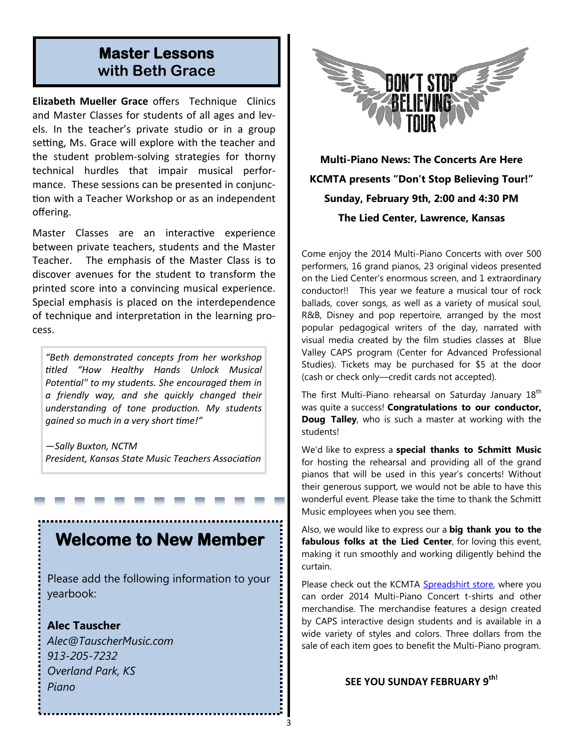## Master Lessons with Beth Grace

**Elizabeth Mueller Grace** offers Technique Clinics and Master Classes for students of all ages and levels. In the teacher's private studio or in a group setting, Ms. Grace will explore with the teacher and the student problem-solving strategies for thorny technical hurdles that impair musical performance. These sessions can be presented in conjunction with a Teacher Workshop or as an independent offering.

Master Classes are an interactive experience between private teachers, students and the Master Teacher. The emphasis of the Master Class is to discover avenues for the student to transform the printed score into a convincing musical experience. Special emphasis is placed on the interdependence of technique and interpretation in the learning process.

> *"Beth demonstrated concepts from her workshop titled "How Healthy Hands Unlock Musical Potential" to my students. She encouraged them in a friendly way, and she quickly changed their understanding of tone production. My students gained so much in a very short time!"*
>
> *—Sally Buxton, NCTM*
> *President, Kansas State Music Teachers Association*

## Welcome to New Member

Please add the following information to your yearbook:

**Alec Tauscher**
*Alec@TauscherMusic.com*
*913-205-7232*
*Overland Park, KS*
*Piano*

DON'T STOP BELIEVING TOUR

**Multi-Piano News: The Concerts Are Here**

**KCMTA presents "Don't Stop Believing Tour!"**

**Sunday, February 9th, 2:00 and 4:30 PM**

**The Lied Center, Lawrence, Kansas**

Come enjoy the 2014 Multi-Piano Concerts with over 500 performers, 16 grand pianos, 23 original videos presented on the Lied Center's enormous screen, and 1 extraordinary conductor!! This year we feature a musical tour of rock ballads, cover songs, as well as a variety of musical soul, R&B, Disney and pop repertoire, arranged by the most popular pedagogical writers of the day, narrated with visual media created by the film studies classes at Blue Valley CAPS program (Center for Advanced Professional Studies). Tickets may be purchased for $5 at the door (cash or check only—credit cards not accepted).

The first Multi-Piano rehearsal on Saturday January 18th was quite a success! **Congratulations to our conductor, Doug Talley**, who is such a master at working with the students!

We'd like to express a **special thanks to Schmitt Music** for hosting the rehearsal and providing all of the grand pianos that will be used in this year's concerts! Without their generous support, we would not be able to have this wonderful event. Please take the time to thank the Schmitt Music employees when you see them.

Also, we would like to express our a **big thank you to the fabulous folks at the Lied Center**, for loving this event, making it run smoothly and working diligently behind the curtain.

Please check out the KCMTA Spreadshirt store, where you can order 2014 Multi-Piano Concert t-shirts and other merchandise. The merchandise features a design created by CAPS interactive design students and is available in a wide variety of styles and colors. Three dollars from the sale of each item goes to benefit the Multi-Piano program.

**SEE YOU SUNDAY FEBRUARY 9th!**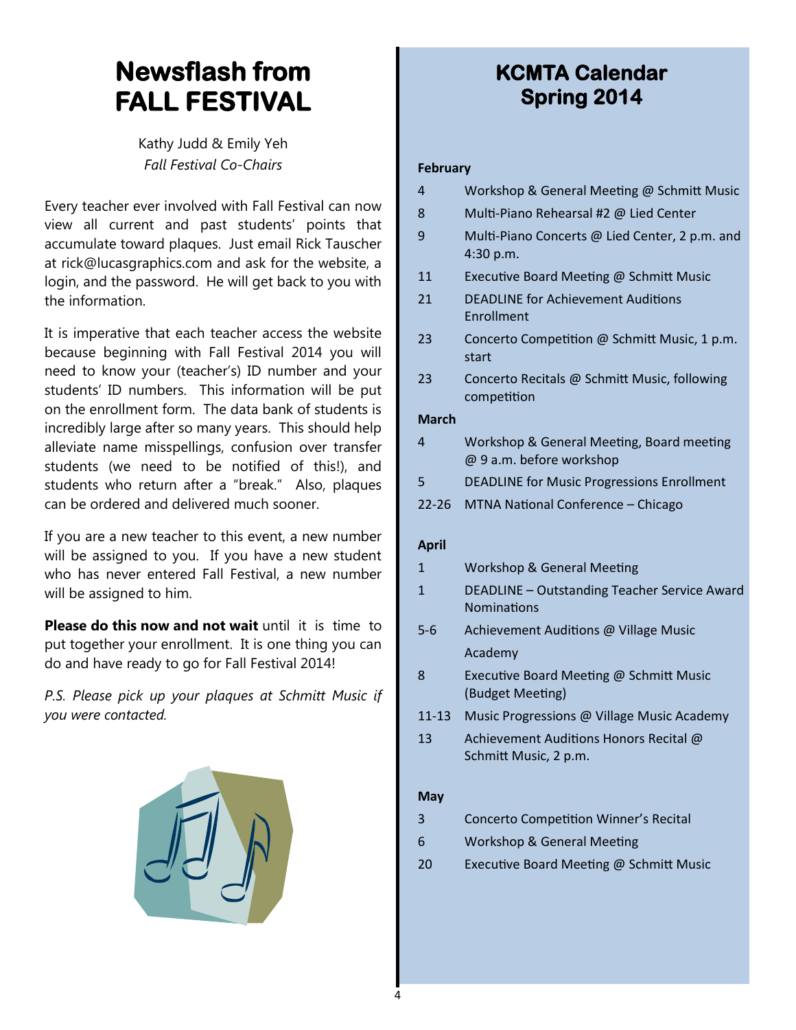# Newsflash from FALL FESTIVAL

Kathy Judd & Emily Yeh
*Fall Festival Co-Chairs*

Every teacher ever involved with Fall Festival can now view all current and past students' points that accumulate toward plaques. Just email Rick Tauscher at rick@lucasgraphics.com and ask for the website, a login, and the password. He will get back to you with the information.

It is imperative that each teacher access the website because beginning with Fall Festival 2014 you will need to know your (teacher's) ID number and your students' ID numbers. This information will be put on the enrollment form. The data bank of students is incredibly large after so many years. This should help alleviate name misspellings, confusion over transfer students (we need to be notified of this!), and students who return after a "break." Also, plaques can be ordered and delivered much sooner.

If you are a new teacher to this event, a new number will be assigned to you. If you have a new student who has never entered Fall Festival, a new number will be assigned to him.

**Please do this now and not wait** until it is time to put together your enrollment. It is one thing you can do and have ready to go for Fall Festival 2014!

*P.S. Please pick up your plaques at Schmitt Music if you were contacted.*

# KCMTA Calendar Spring 2014

**February**

| | |
|---|---|
| 4 | Workshop & General Meeting @ Schmitt Music |
| 8 | Multi-Piano Rehearsal #2 @ Lied Center |
| 9 | Multi-Piano Concerts @ Lied Center, 2 p.m. and 4:30 p.m. |
| 11 | Executive Board Meeting @ Schmitt Music |
| 21 | DEADLINE for Achievement Auditions Enrollment |
| 23 | Concerto Competition @ Schmitt Music, 1 p.m. start |
| 23 | Concerto Recitals @ Schmitt Music, following competition |

**March**

| | |
|---|---|
| 4 | Workshop & General Meeting, Board meeting @ 9 a.m. before workshop |
| 5 | DEADLINE for Music Progressions Enrollment |
| 22-26 | MTNA National Conference – Chicago |

**April**

| | |
|---|---|
| 1 | Workshop & General Meeting |
| 1 | DEADLINE – Outstanding Teacher Service Award Nominations |
| 5-6 | Achievement Auditions @ Village Music Academy |
| 8 | Executive Board Meeting @ Schmitt Music (Budget Meeting) |
| 11-13 | Music Progressions @ Village Music Academy |
| 13 | Achievement Auditions Honors Recital @ Schmitt Music, 2 p.m. |

**May**

| | |
|---|---|
| 3 | Concerto Competition Winner's Recital |
| 6 | Workshop & General Meeting |
| 20 | Executive Board Meeting @ Schmitt Music |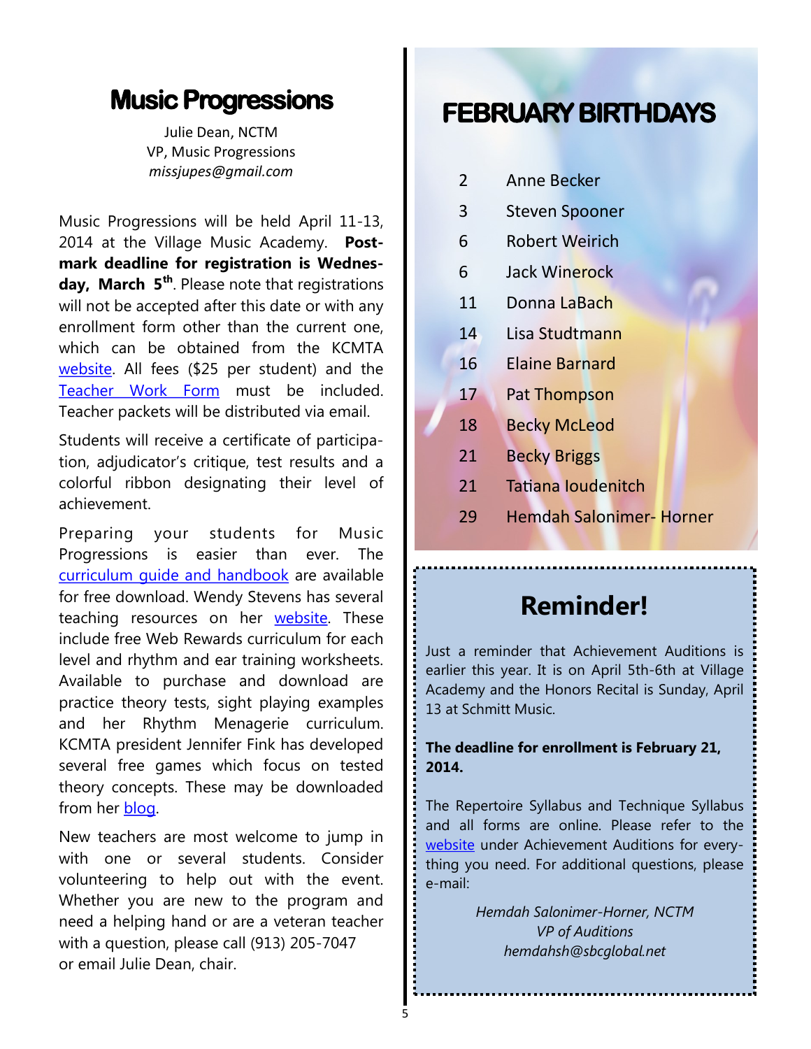# Music Progressions

Julie Dean, NCTM
VP, Music Progressions
*missjupes@gmail.com*

Music Progressions will be held April 11-13, 2014 at the Village Music Academy. **Postmark deadline for registration is Wednesday, March 5th**. Please note that registrations will not be accepted after this date or with any enrollment form other than the current one, which can be obtained from the KCMTA website. All fees ($25 per student) and the Teacher Work Form must be included. Teacher packets will be distributed via email.

Students will receive a certificate of participation, adjudicator's critique, test results and a colorful ribbon designating their level of achievement.

Preparing your students for Music Progressions is easier than ever. The curriculum guide and handbook are available for free download. Wendy Stevens has several teaching resources on her website. These include free Web Rewards curriculum for each level and rhythm and ear training worksheets. Available to purchase and download are practice theory tests, sight playing examples and her Rhythm Menagerie curriculum. KCMTA president Jennifer Fink has developed several free games which focus on tested theory concepts. These may be downloaded from her blog.

New teachers are most welcome to jump in with one or several students. Consider volunteering to help out with the event. Whether you are new to the program and need a helping hand or are a veteran teacher with a question, please call (913) 205-7047 or email Julie Dean, chair.

# FEBRUARY BIRTHDAYS

| | |
|---|---|
| 2 | Anne Becker |
| 3 | Steven Spooner |
| 6 | Robert Weirich |
| 6 | Jack Winerock |
| 11 | Donna LaBach |
| 14 | Lisa Studtmann |
| 16 | Elaine Barnard |
| 17 | Pat Thompson |
| 18 | Becky McLeod |
| 21 | Becky Briggs |
| 21 | Tatiana Ioudenitch |
| 29 | Hemdah Salonimer- Horner |

# Reminder!

Just a reminder that Achievement Auditions is earlier this year. It is on April 5th-6th at Village Academy and the Honors Recital is Sunday, April 13 at Schmitt Music.

**The deadline for enrollment is February 21, 2014.**

The Repertoire Syllabus and Technique Syllabus and all forms are online. Please refer to the website under Achievement Auditions for everything you need. For additional questions, please e-mail:

*Hemdah Salonimer-Horner, NCTM*
*VP of Auditions*
*hemdahsh@sbcglobal.net*